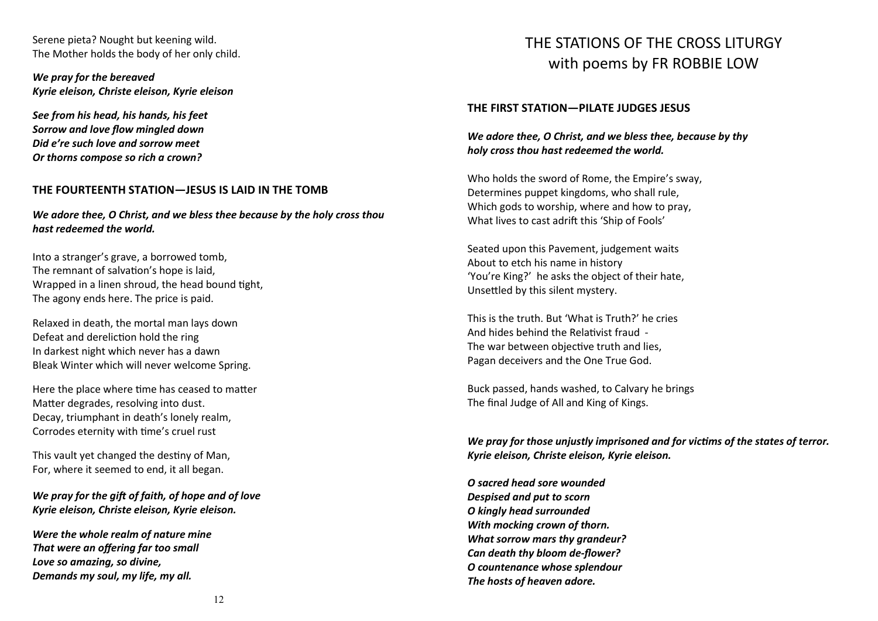Serene pieta? Nought but keening wild.
The Mother holds the body of her only child.

***We pray for the bereaved***
***Kyrie eleison, Christe eleison, Kyrie eleison***

***See from his head, his hands, his feet***
***Sorrow and love flow mingled down***
***Did e're such love and sorrow meet***
***Or thorns compose so rich a crown?***

### THE FOURTEENTH STATION—JESUS IS LAID IN THE TOMB

***We adore thee, O Christ, and we bless thee because by the holy cross thou hast redeemed the world.***

Into a stranger's grave, a borrowed tomb,
The remnant of salvation's hope is laid,
Wrapped in a linen shroud, the head bound tight,
The agony ends here. The price is paid.

Relaxed in death, the mortal man lays down
Defeat and dereliction hold the ring
In darkest night which never has a dawn
Bleak Winter which will never welcome Spring.

Here the place where time has ceased to matter
Matter degrades, resolving into dust.
Decay, triumphant in death's lonely realm,
Corrodes eternity with time's cruel rust

This vault yet changed the destiny of Man,
For, where it seemed to end, it all began.

***We pray for the gift of faith, of hope and of love***
***Kyrie eleison, Christe eleison, Kyrie eleison.***

***Were the whole realm of nature mine***
***That were an offering far too small***
***Love so amazing, so divine,***
***Demands my soul, my life, my all.***

# THE STATIONS OF THE CROSS LITURGY with poems by FR ROBBIE LOW

### THE FIRST STATION—PILATE JUDGES JESUS

***We adore thee, O Christ, and we bless thee, because by thy holy cross thou hast redeemed the world.***

Who holds the sword of Rome, the Empire's sway,
Determines puppet kingdoms, who shall rule,
Which gods to worship, where and how to pray,
What lives to cast adrift this 'Ship of Fools'

Seated upon this Pavement, judgement waits
About to etch his name in history
'You're King?' he asks the object of their hate,
Unsettled by this silent mystery.

This is the truth. But 'What is Truth?' he cries
And hides behind the Relativist fraud -
The war between objective truth and lies,
Pagan deceivers and the One True God.

Buck passed, hands washed, to Calvary he brings
The final Judge of All and King of Kings.

***We pray for those unjustly imprisoned and for victims of the states of terror.***
***Kyrie eleison, Christe eleison, Kyrie eleison.***

***O sacred head sore wounded***
***Despised and put to scorn***
***O kingly head surrounded***
***With mocking crown of thorn.***
***What sorrow mars thy grandeur?***
***Can death thy bloom de-flower?***
***O countenance whose splendour***
***The hosts of heaven adore.***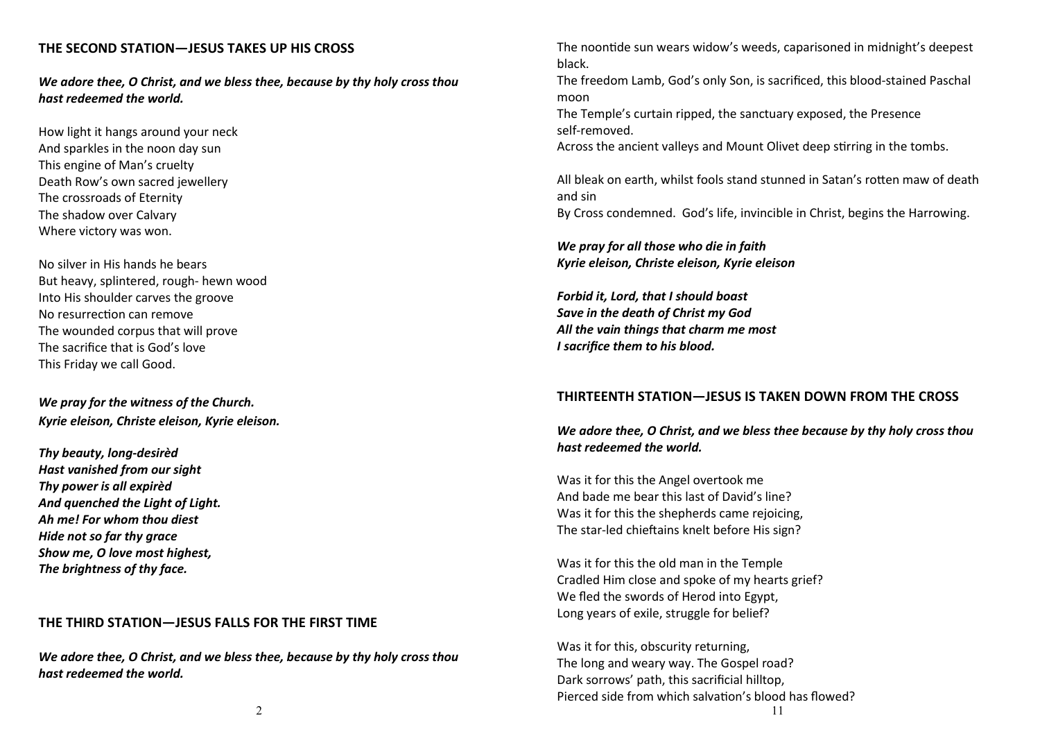## THE SECOND STATION—JESUS TAKES UP HIS CROSS

***We adore thee, O Christ, and we bless thee, because by thy holy cross thou hast redeemed the world.***

How light it hangs around your neck
And sparkles in the noon day sun
This engine of Man's cruelty
Death Row's own sacred jewellery
The crossroads of Eternity
The shadow over Calvary
Where victory was won.

No silver in His hands he bears
But heavy, splintered, rough- hewn wood
Into His shoulder carves the groove
No resurrection can remove
The wounded corpus that will prove
The sacrifice that is God's love
This Friday we call Good.

***We pray for the witness of the Church.***
***Kyrie eleison, Christe eleison, Kyrie eleison.***

***Thy beauty, long-desirèd***
***Hast vanished from our sight***
***Thy power is all expirèd***
***And quenched the Light of Light.***
***Ah me! For whom thou diest***
***Hide not so far thy grace***
***Show me, O love most highest,***
***The brightness of thy face.***

## THE THIRD STATION—JESUS FALLS FOR THE FIRST TIME

***We adore thee, O Christ, and we bless thee, because by thy holy cross thou hast redeemed the world.***

The noontide sun wears widow's weeds, caparisoned in midnight's deepest black.
The freedom Lamb, God's only Son, is sacrificed, this blood-stained Paschal moon
The Temple's curtain ripped, the sanctuary exposed, the Presence self-removed.
Across the ancient valleys and Mount Olivet deep stirring in the tombs.

All bleak on earth, whilst fools stand stunned in Satan's rotten maw of death and sin
By Cross condemned. God's life, invincible in Christ, begins the Harrowing.

***We pray for all those who die in faith***
***Kyrie eleison, Christe eleison, Kyrie eleison***

***Forbid it, Lord, that I should boast***
***Save in the death of Christ my God***
***All the vain things that charm me most***
***I sacrifice them to his blood.***

## THIRTEENTH STATION—JESUS IS TAKEN DOWN FROM THE CROSS

***We adore thee, O Christ, and we bless thee because by thy holy cross thou hast redeemed the world.***

Was it for this the Angel overtook me
And bade me bear this last of David's line?
Was it for this the shepherds came rejoicing,
The star-led chieftains knelt before His sign?

Was it for this the old man in the Temple
Cradled Him close and spoke of my hearts grief?
We fled the swords of Herod into Egypt,
Long years of exile, struggle for belief?

Was it for this, obscurity returning,
The long and weary way. The Gospel road?
Dark sorrows' path, this sacrificial hilltop,
Pierced side from which salvation's blood has flowed?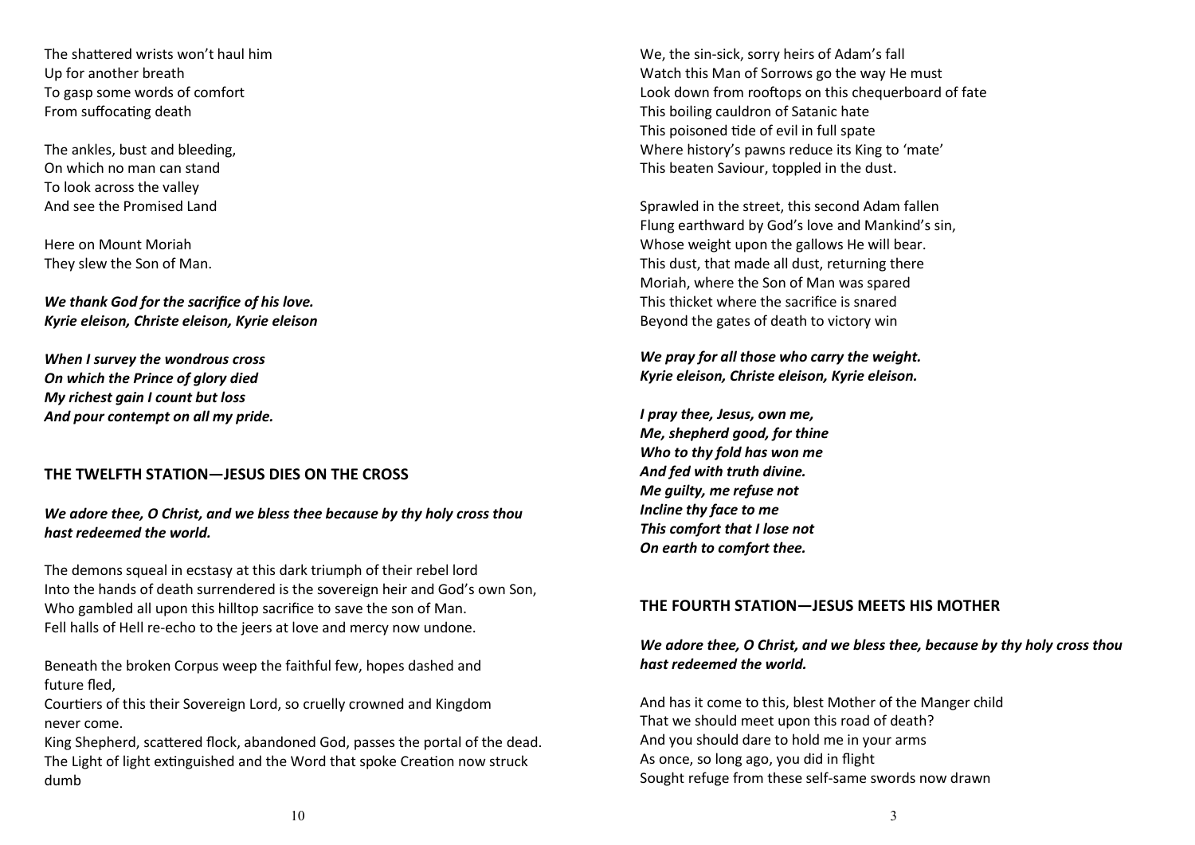The shattered wrists won't haul him
Up for another breath
To gasp some words of comfort
From suffocating death

The ankles, bust and bleeding,
On which no man can stand
To look across the valley
And see the Promised Land

Here on Mount Moriah
They slew the Son of Man.

***We thank God for the sacrifice of his love.***
***Kyrie eleison, Christe eleison, Kyrie eleison***

***When I survey the wondrous cross***
***On which the Prince of glory died***
***My richest gain I count but loss***
***And pour contempt on all my pride.***

## THE TWELFTH STATION—JESUS DIES ON THE CROSS

***We adore thee, O Christ, and we bless thee because by thy holy cross thou hast redeemed the world.***

The demons squeal in ecstasy at this dark triumph of their rebel lord
Into the hands of death surrendered is the sovereign heir and God's own Son,
Who gambled all upon this hilltop sacrifice to save the son of Man.
Fell halls of Hell re-echo to the jeers at love and mercy now undone.

Beneath the broken Corpus weep the faithful few, hopes dashed and future fled,
Courtiers of this their Sovereign Lord, so cruelly crowned and Kingdom never come.
King Shepherd, scattered flock, abandoned God, passes the portal of the dead.
The Light of light extinguished and the Word that spoke Creation now struck dumb

We, the sin-sick, sorry heirs of Adam's fall
Watch this Man of Sorrows go the way He must
Look down from rooftops on this chequerboard of fate
This boiling cauldron of Satanic hate
This poisoned tide of evil in full spate
Where history's pawns reduce its King to 'mate'
This beaten Saviour, toppled in the dust.

Sprawled in the street, this second Adam fallen
Flung earthward by God's love and Mankind's sin,
Whose weight upon the gallows He will bear.
This dust, that made all dust, returning there
Moriah, where the Son of Man was spared
This thicket where the sacrifice is snared
Beyond the gates of death to victory win

***We pray for all those who carry the weight.***
***Kyrie eleison, Christe eleison, Kyrie eleison.***

***I pray thee, Jesus, own me,***
***Me, shepherd good, for thine***
***Who to thy fold has won me***
***And fed with truth divine.***
***Me guilty, me refuse not***
***Incline thy face to me***
***This comfort that I lose not***
***On earth to comfort thee.***

## THE FOURTH STATION—JESUS MEETS HIS MOTHER

***We adore thee, O Christ, and we bless thee, because by thy holy cross thou hast redeemed the world.***

And has it come to this, blest Mother of the Manger child
That we should meet upon this road of death?
And you should dare to hold me in your arms
As once, so long ago, you did in flight
Sought refuge from these self-same swords now drawn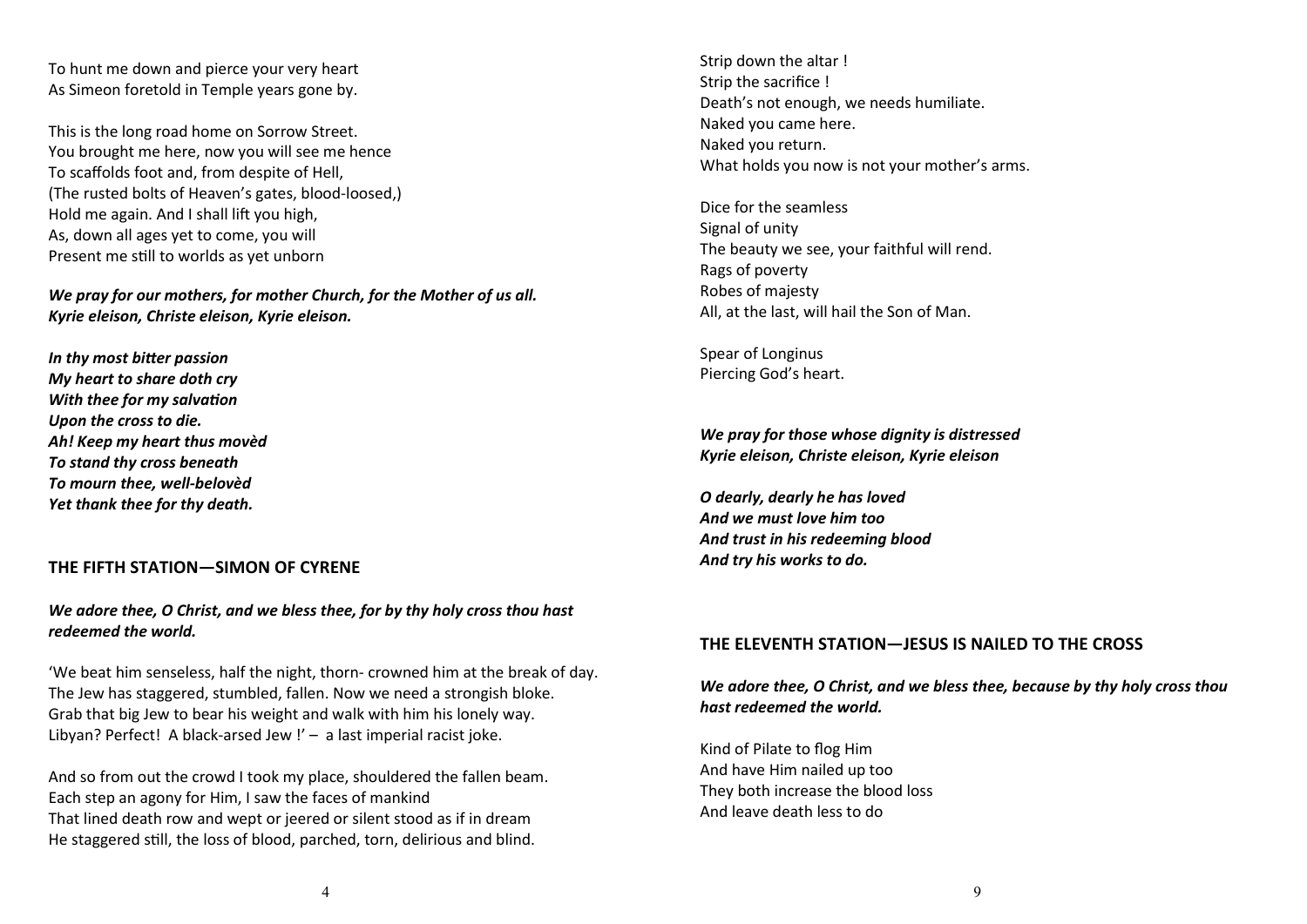To hunt me down and pierce your very heart
As Simeon foretold in Temple years gone by.

This is the long road home on Sorrow Street.
You brought me here, now you will see me hence
To scaffolds foot and, from despite of Hell,
(The rusted bolts of Heaven's gates, blood-loosed,)
Hold me again. And I shall lift you high,
As, down all ages yet to come, you will
Present me still to worlds as yet unborn

***We pray for our mothers, for mother Church, for the Mother of us all.***
***Kyrie eleison, Christe eleison, Kyrie eleison.***

***In thy most bitter passion***
***My heart to share doth cry***
***With thee for my salvation***
***Upon the cross to die.***
***Ah! Keep my heart thus movèd***
***To stand thy cross beneath***
***To mourn thee, well-belovèd***
***Yet thank thee for thy death.***

## THE FIFTH STATION—SIMON OF CYRENE

***We adore thee, O Christ, and we bless thee, for by thy holy cross thou hast redeemed the world.***

'We beat him senseless, half the night, thorn- crowned him at the break of day.
The Jew has staggered, stumbled, fallen. Now we need a strongish bloke.
Grab that big Jew to bear his weight and walk with him his lonely way.
Libyan? Perfect! A black-arsed Jew !' – a last imperial racist joke.

And so from out the crowd I took my place, shouldered the fallen beam.
Each step an agony for Him, I saw the faces of mankind
That lined death row and wept or jeered or silent stood as if in dream
He staggered still, the loss of blood, parched, torn, delirious and blind.

Strip down the altar !
Strip the sacrifice !
Death's not enough, we needs humiliate.
Naked you came here.
Naked you return.
What holds you now is not your mother's arms.

Dice for the seamless
Signal of unity
The beauty we see, your faithful will rend.
Rags of poverty
Robes of majesty
All, at the last, will hail the Son of Man.

Spear of Longinus
Piercing God's heart.

***We pray for those whose dignity is distressed***
***Kyrie eleison, Christe eleison, Kyrie eleison***

***O dearly, dearly he has loved***
***And we must love him too***
***And trust in his redeeming blood***
***And try his works to do.***

## THE ELEVENTH STATION—JESUS IS NAILED TO THE CROSS

***We adore thee, O Christ, and we bless thee, because by thy holy cross thou hast redeemed the world.***

Kind of Pilate to flog Him
And have Him nailed up too
They both increase the blood loss
And leave death less to do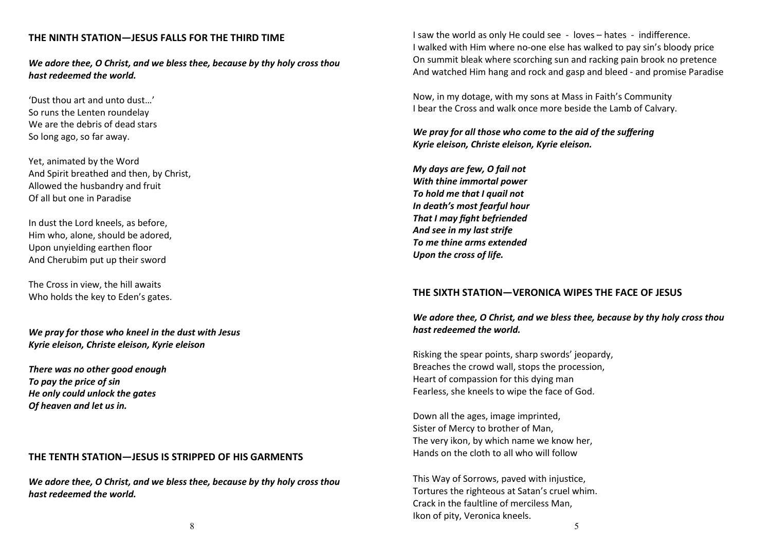## THE NINTH STATION—JESUS FALLS FOR THE THIRD TIME

***We adore thee, O Christ, and we bless thee, because by thy holy cross thou hast redeemed the world.***

'Dust thou art and unto dust…'
So runs the Lenten roundelay
We are the debris of dead stars
So long ago, so far away.

Yet, animated by the Word
And Spirit breathed and then, by Christ,
Allowed the husbandry and fruit
Of all but one in Paradise

In dust the Lord kneels, as before,
Him who, alone, should be adored,
Upon unyielding earthen floor
And Cherubim put up their sword

The Cross in view, the hill awaits
Who holds the key to Eden's gates.

***We pray for those who kneel in the dust with Jesus***
***Kyrie eleison, Christe eleison, Kyrie eleison***

***There was no other good enough***
***To pay the price of sin***
***He only could unlock the gates***
***Of heaven and let us in.***

## THE TENTH STATION—JESUS IS STRIPPED OF HIS GARMENTS

***We adore thee, O Christ, and we bless thee, because by thy holy cross thou hast redeemed the world.***

I saw the world as only He could see - loves – hates - indifference.
I walked with Him where no-one else has walked to pay sin's bloody price
On summit bleak where scorching sun and racking pain brook no pretence
And watched Him hang and rock and gasp and bleed - and promise Paradise

Now, in my dotage, with my sons at Mass in Faith's Community
I bear the Cross and walk once more beside the Lamb of Calvary.

***We pray for all those who come to the aid of the suffering***
***Kyrie eleison, Christe eleison, Kyrie eleison.***

***My days are few, O fail not***
***With thine immortal power***
***To hold me that I quail not***
***In death's most fearful hour***
***That I may fight befriended***
***And see in my last strife***
***To me thine arms extended***
***Upon the cross of life.***

## THE SIXTH STATION—VERONICA WIPES THE FACE OF JESUS

***We adore thee, O Christ, and we bless thee, because by thy holy cross thou hast redeemed the world.***

Risking the spear points, sharp swords' jeopardy,
Breaches the crowd wall, stops the procession,
Heart of compassion for this dying man
Fearless, she kneels to wipe the face of God.

Down all the ages, image imprinted,
Sister of Mercy to brother of Man,
The very ikon, by which name we know her,
Hands on the cloth to all who will follow

This Way of Sorrows, paved with injustice,
Tortures the righteous at Satan's cruel whim.
Crack in the faultline of merciless Man,
Ikon of pity, Veronica kneels.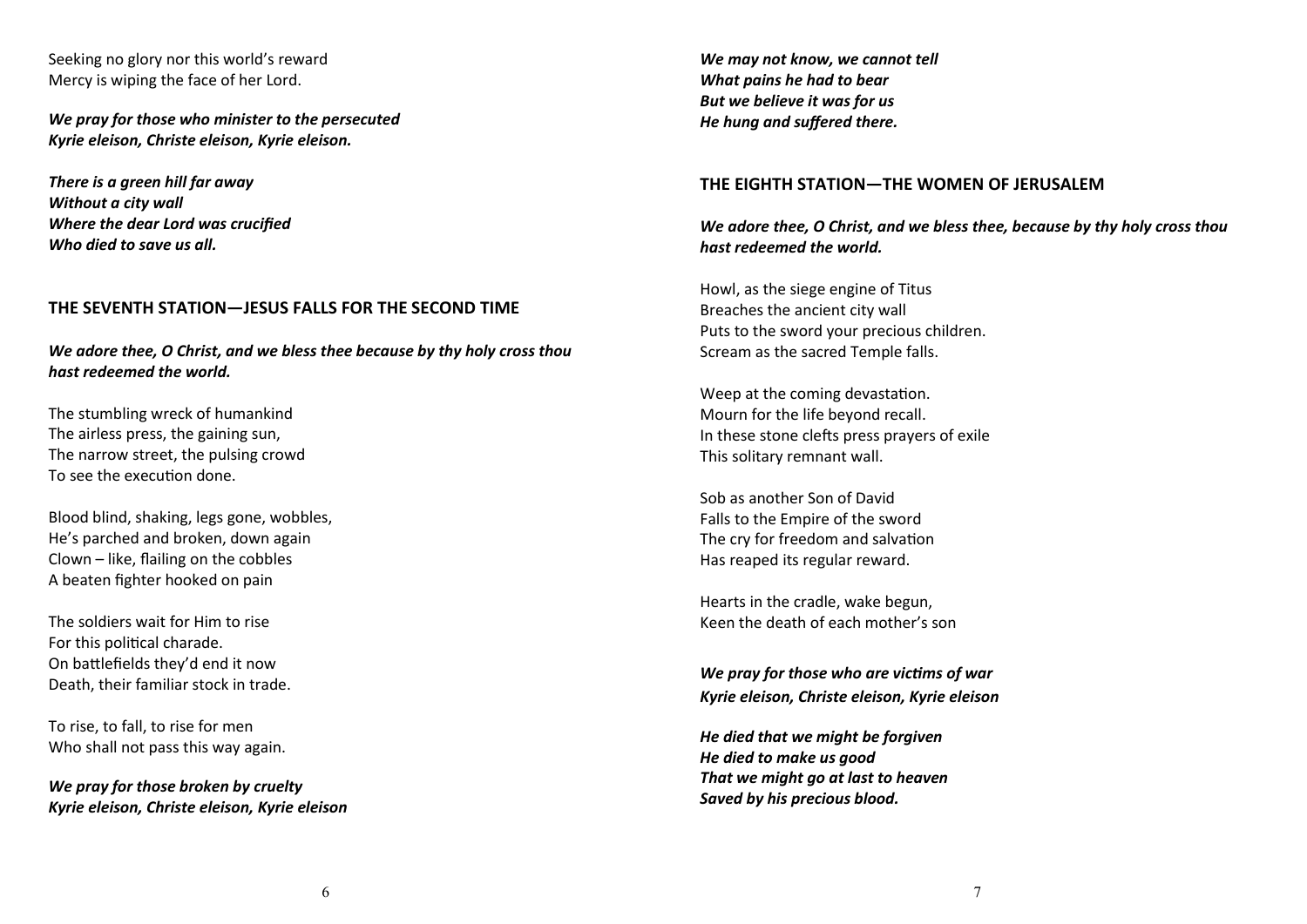Seeking no glory nor this world's reward
Mercy is wiping the face of her Lord.

***We pray for those who minister to the persecuted***
***Kyrie eleison, Christe eleison, Kyrie eleison.***

***There is a green hill far away***
***Without a city wall***
***Where the dear Lord was crucified***
***Who died to save us all.***

## THE SEVENTH STATION—JESUS FALLS FOR THE SECOND TIME

***We adore thee, O Christ, and we bless thee because by thy holy cross thou hast redeemed the world.***

The stumbling wreck of humankind
The airless press, the gaining sun,
The narrow street, the pulsing crowd
To see the execution done.

Blood blind, shaking, legs gone, wobbles,
He's parched and broken, down again
Clown – like, flailing on the cobbles
A beaten fighter hooked on pain

The soldiers wait for Him to rise
For this political charade.
On battlefields they'd end it now
Death, their familiar stock in trade.

To rise, to fall, to rise for men
Who shall not pass this way again.

***We pray for those broken by cruelty***
***Kyrie eleison, Christe eleison, Kyrie eleison***

***We may not know, we cannot tell***
***What pains he had to bear***
***But we believe it was for us***
***He hung and suffered there.***

## THE EIGHTH STATION—THE WOMEN OF JERUSALEM

***We adore thee, O Christ, and we bless thee, because by thy holy cross thou hast redeemed the world.***

Howl, as the siege engine of Titus
Breaches the ancient city wall
Puts to the sword your precious children.
Scream as the sacred Temple falls.

Weep at the coming devastation.
Mourn for the life beyond recall.
In these stone clefts press prayers of exile
This solitary remnant wall.

Sob as another Son of David
Falls to the Empire of the sword
The cry for freedom and salvation
Has reaped its regular reward.

Hearts in the cradle, wake begun,
Keen the death of each mother's son

***We pray for those who are victims of war***
***Kyrie eleison, Christe eleison, Kyrie eleison***

***He died that we might be forgiven***
***He died to make us good***
***That we might go at last to heaven***
***Saved by his precious blood.***